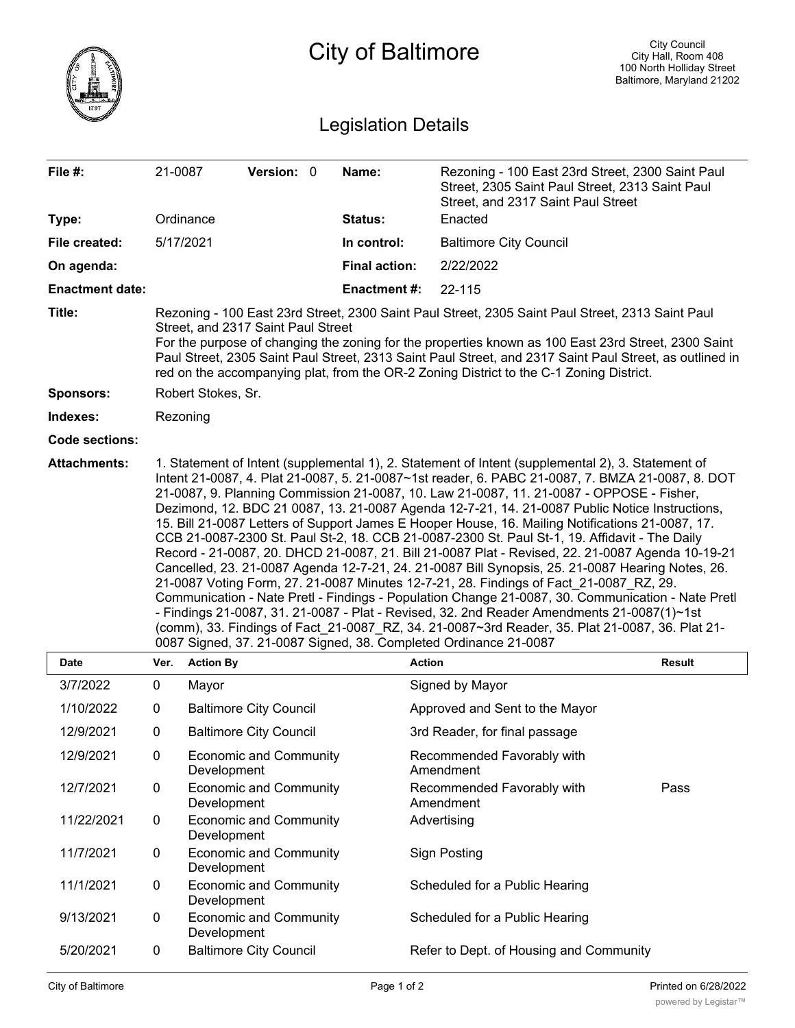# City of Baltimore

City Council
City Hall, Room 408
100 North Holliday Street
Baltimore, Maryland 21202

## Legislation Details

| | | | |
|---|---|---|---|
| **File #:** | 21-0087 **Version:** 0 | **Name:** | Rezoning - 100 East 23rd Street, 2300 Saint Paul Street, 2305 Saint Paul Street, 2313 Saint Paul Street, and 2317 Saint Paul Street |
| **Type:** | Ordinance | **Status:** | Enacted |
| **File created:** | 5/17/2021 | **In control:** | Baltimore City Council |
| **On agenda:** | | **Final action:** | 2/22/2022 |
| **Enactment date:** | | **Enactment #:** | 22-115 |

**Title:** Rezoning - 100 East 23rd Street, 2300 Saint Paul Street, 2305 Saint Paul Street, 2313 Saint Paul Street, and 2317 Saint Paul Street
For the purpose of changing the zoning for the properties known as 100 East 23rd Street, 2300 Saint Paul Street, 2305 Saint Paul Street, 2313 Saint Paul Street, and 2317 Saint Paul Street, as outlined in red on the accompanying plat, from the OR-2 Zoning District to the C-1 Zoning District.

**Sponsors:** Robert Stokes, Sr.

**Indexes:** Rezoning

**Code sections:**

**Attachments:** 1. Statement of Intent (supplemental 1), 2. Statement of Intent (supplemental 2), 3. Statement of Intent 21-0087, 4. Plat 21-0087, 5. 21-0087~1st reader, 6. PABC 21-0087, 7. BMZA 21-0087, 8. DOT 21-0087, 9. Planning Commission 21-0087, 10. Law 21-0087, 11. 21-0087 - OPPOSE - Fisher, Dezimond, 12. BDC 21 0087, 13. 21-0087 Agenda 12-7-21, 14. 21-0087 Public Notice Instructions, 15. Bill 21-0087 Letters of Support James E Hooper House, 16. Mailing Notifications 21-0087, 17. CCB 21-0087-2300 St. Paul St-2, 18. CCB 21-0087-2300 St. Paul St-1, 19. Affidavit - The Daily Record - 21-0087, 20. DHCD 21-0087, 21. Bill 21-0087 Plat - Revised, 22. 21-0087 Agenda 10-19-21 Cancelled, 23. 21-0087 Agenda 12-7-21, 24. 21-0087 Bill Synopsis, 25. 21-0087 Hearing Notes, 26. 21-0087 Voting Form, 27. 21-0087 Minutes 12-7-21, 28. Findings of Fact_21-0087_RZ, 29. Communication - Nate Pretl - Findings - Population Change 21-0087, 30. Communication - Nate Pretl - Findings 21-0087, 31. 21-0087 - Plat - Revised, 32. 2nd Reader Amendments 21-0087(1)~1st (comm), 33. Findings of Fact_21-0087_RZ, 34. 21-0087~3rd Reader, 35. Plat 21-0087, 36. Plat 21-0087 Signed, 37. 21-0087 Signed, 38. Completed Ordinance 21-0087

| Date | Ver. | Action By | Action | Result |
|---|---|---|---|---|
| 3/7/2022 | 0 | Mayor | Signed by Mayor | |
| 1/10/2022 | 0 | Baltimore City Council | Approved and Sent to the Mayor | |
| 12/9/2021 | 0 | Baltimore City Council | 3rd Reader, for final passage | |
| 12/9/2021 | 0 | Economic and Community Development | Recommended Favorably with Amendment | |
| 12/7/2021 | 0 | Economic and Community Development | Recommended Favorably with Amendment | Pass |
| 11/22/2021 | 0 | Economic and Community Development | Advertising | |
| 11/7/2021 | 0 | Economic and Community Development | Sign Posting | |
| 11/1/2021 | 0 | Economic and Community Development | Scheduled for a Public Hearing | |
| 9/13/2021 | 0 | Economic and Community Development | Scheduled for a Public Hearing | |
| 5/20/2021 | 0 | Baltimore City Council | Refer to Dept. of Housing and Community | |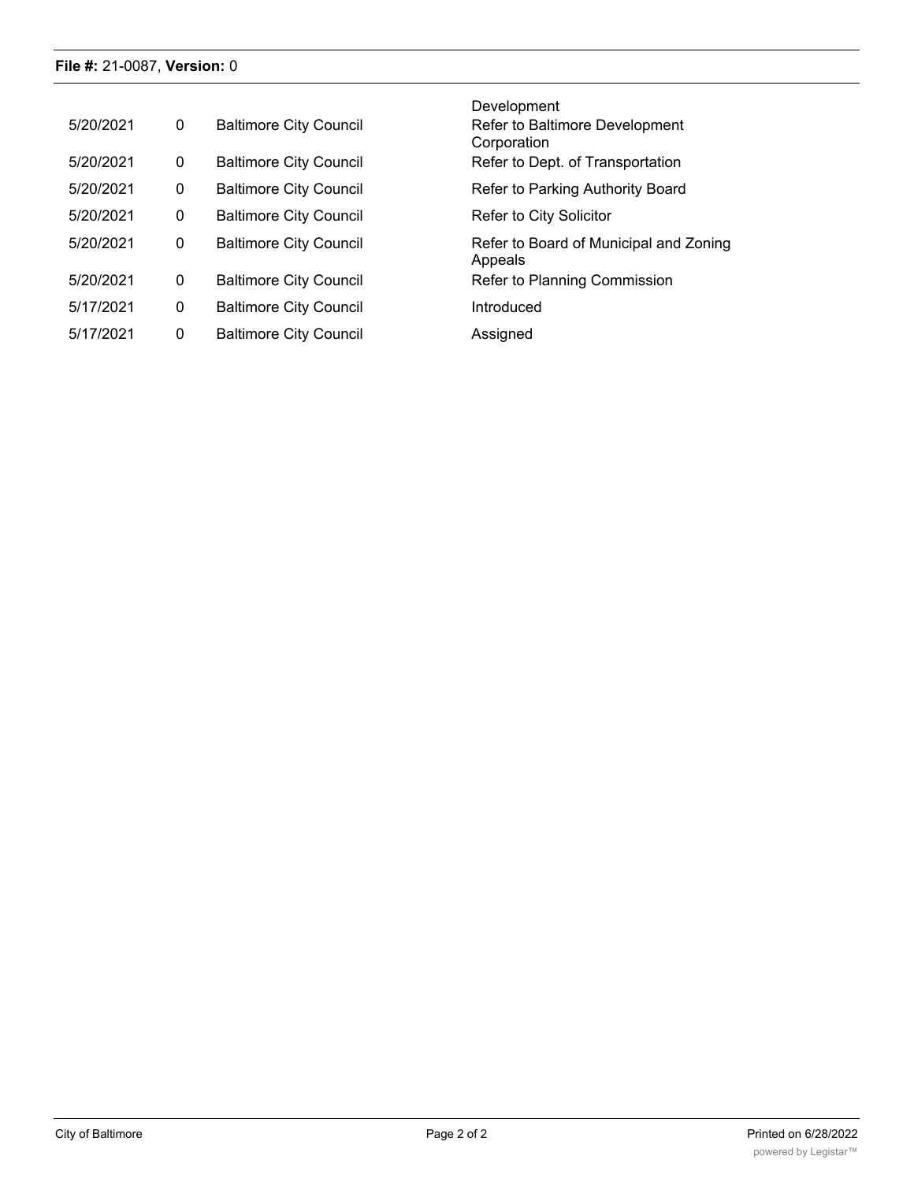**File #:** 21-0087, **Version:** 0

| | | | |
|---|---|---|---|
| | | | Development |
| 5/20/2021 | 0 | Baltimore City Council | Refer to Baltimore Development Corporation |
| 5/20/2021 | 0 | Baltimore City Council | Refer to Dept. of Transportation |
| 5/20/2021 | 0 | Baltimore City Council | Refer to Parking Authority Board |
| 5/20/2021 | 0 | Baltimore City Council | Refer to City Solicitor |
| 5/20/2021 | 0 | Baltimore City Council | Refer to Board of Municipal and Zoning Appeals |
| 5/20/2021 | 0 | Baltimore City Council | Refer to Planning Commission |
| 5/17/2021 | 0 | Baltimore City Council | Introduced |
| 5/17/2021 | 0 | Baltimore City Council | Assigned |